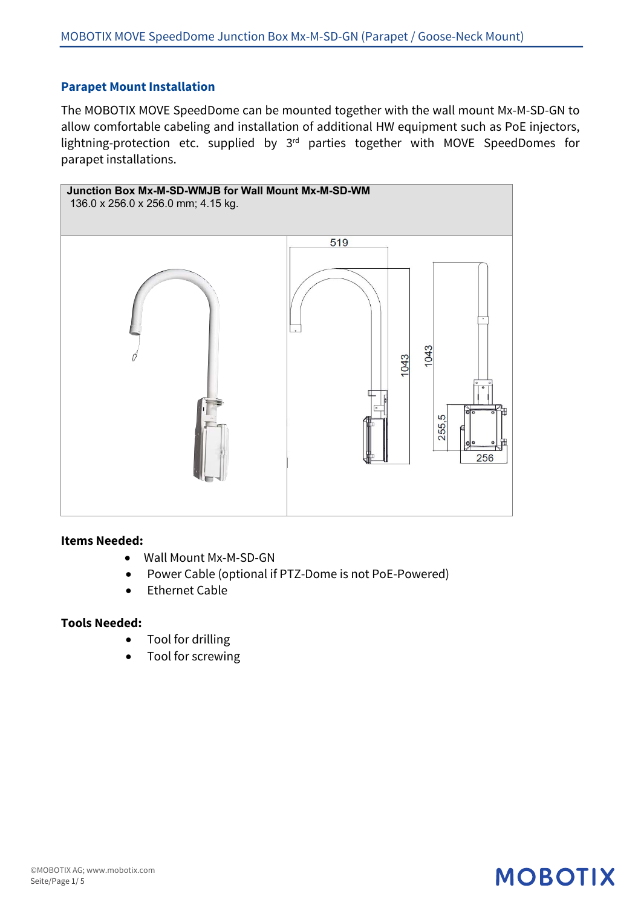## Parapet Mount Installation

The MOBOTIX MOVE SpeedDome can be mounted together with the wall mount Mx-M-SD-GN to allow comfortable cabeling and installation of additional HW equipment such as PoE injectors, lightning-protection etc. supplied by 3rd parties together with MOVE SpeedDomes for parapet installations.

**Junction Box Mx-M-SD-WMJB for Wall Mount Mx-M-SD-WM**
136.0 x 256.0 x 256.0 mm; 4.15 kg.

**Items Needed:**

- Wall Mount Mx-M-SD-GN
- Power Cable (optional if PTZ-Dome is not PoE-Powered)
- Ethernet Cable

**Tools Needed:**

- Tool for drilling
- Tool for screwing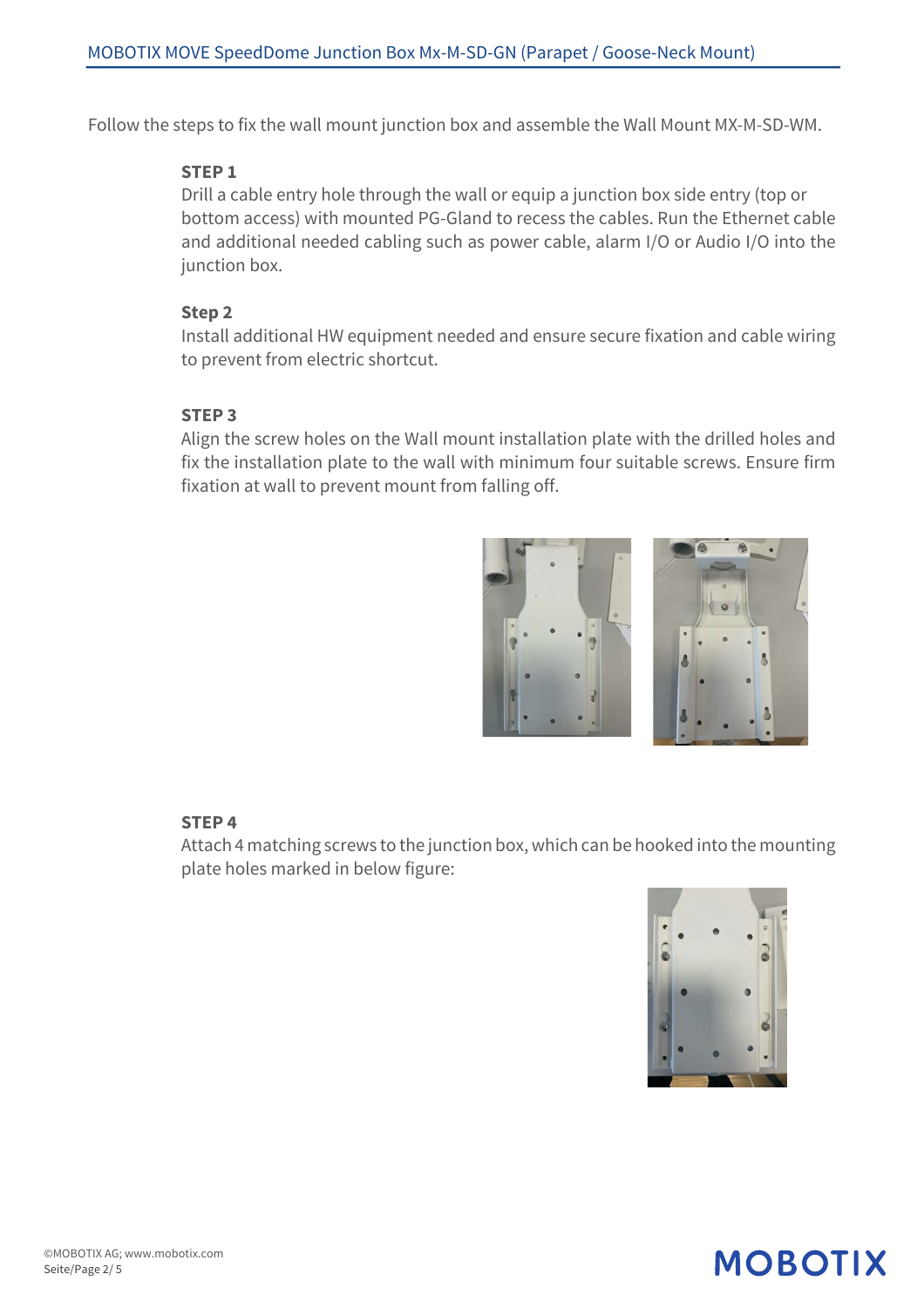Follow the steps to fix the wall mount junction box and assemble the Wall Mount MX-M-SD-WM.

**STEP 1**

Drill a cable entry hole through the wall or equip a junction box side entry (top or bottom access) with mounted PG-Gland to recess the cables. Run the Ethernet cable and additional needed cabling such as power cable, alarm I/O or Audio I/O into the junction box.

**Step 2**

Install additional HW equipment needed and ensure secure fixation and cable wiring to prevent from electric shortcut.

**STEP 3**

Align the screw holes on the Wall mount installation plate with the drilled holes and fix the installation plate to the wall with minimum four suitable screws. Ensure firm fixation at wall to prevent mount from falling off.

**STEP 4**

Attach 4 matching screws to the junction box, which can be hooked into the mounting plate holes marked in below figure: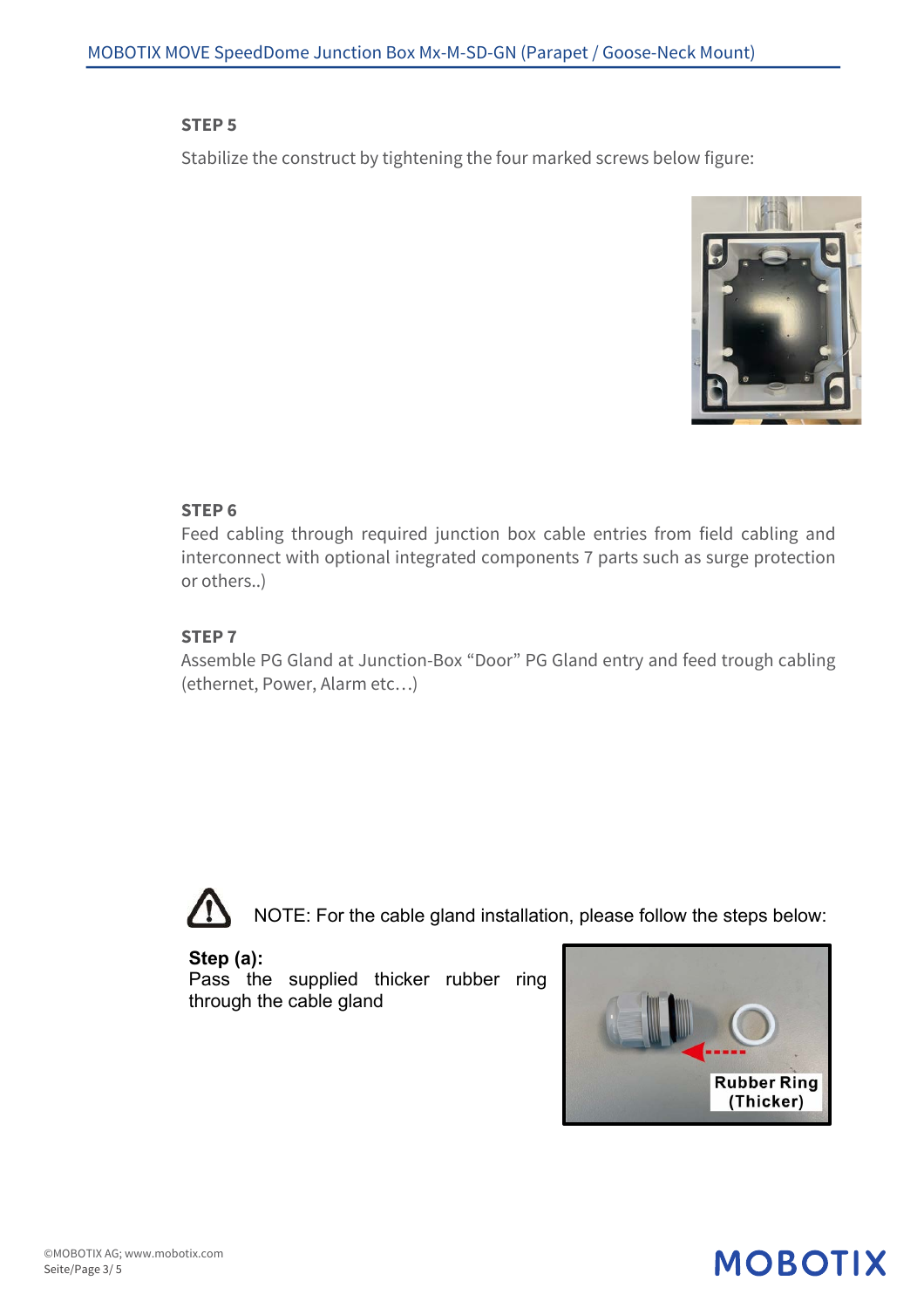### STEP 5

Stabilize the construct by tightening the four marked screws below figure:

### STEP 6

Feed cabling through required junction box cable entries from field cabling and interconnect with optional integrated components 7 parts such as surge protection or others..)

### STEP 7

Assemble PG Gland at Junction-Box “Door” PG Gland entry and feed trough cabling (ethernet, Power, Alarm etc…)

NOTE: For the cable gland installation, please follow the steps below:

**Step (a):**
Pass the supplied thicker rubber ring through the cable gland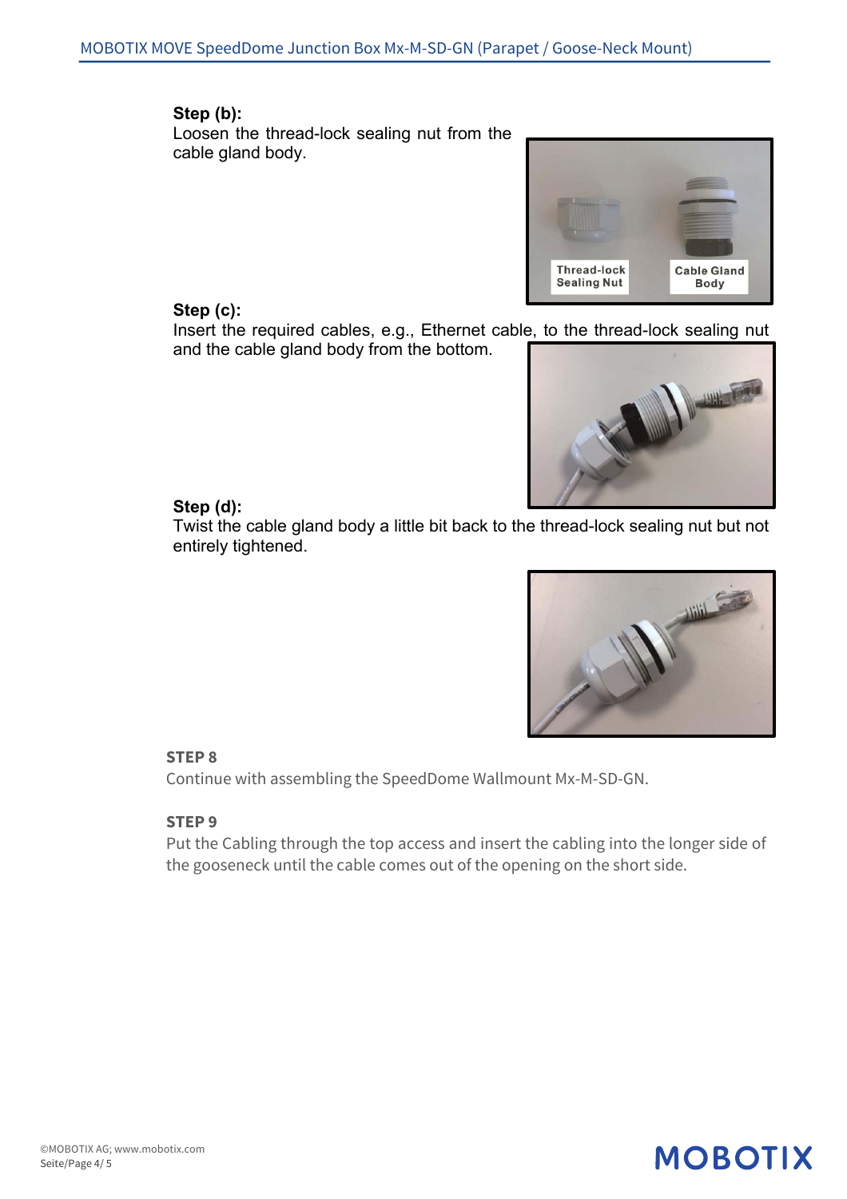**Step (b):**
Loosen the thread-lock sealing nut from the cable gland body.

**Step (c):**
Insert the required cables, e.g., Ethernet cable, to the thread-lock sealing nut and the cable gland body from the bottom.

**Step (d):**
Twist the cable gland body a little bit back to the thread-lock sealing nut but not entirely tightened.

### STEP 8

Continue with assembling the SpeedDome Wallmount Mx-M-SD-GN.

### STEP 9

Put the Cabling through the top access and insert the cabling into the longer side of the gooseneck until the cable comes out of the opening on the short side.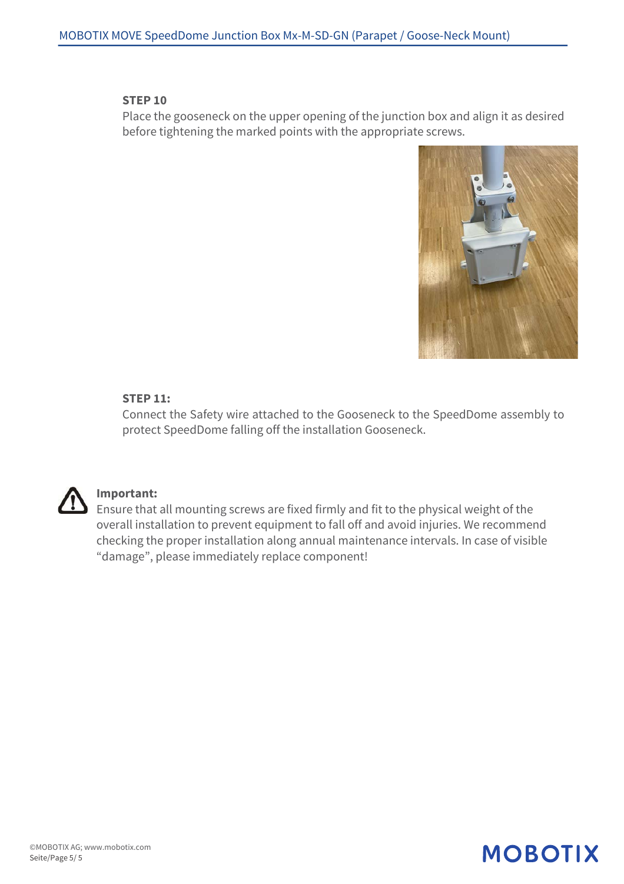**STEP 10**

Place the gooseneck on the upper opening of the junction box and align it as desired before tightening the marked points with the appropriate screws.

**STEP 11:**

Connect the Safety wire attached to the Gooseneck to the SpeedDome assembly to protect SpeedDome falling off the installation Gooseneck.

**Important:**

Ensure that all mounting screws are fixed firmly and fit to the physical weight of the overall installation to prevent equipment to fall off and avoid injuries. We recommend checking the proper installation along annual maintenance intervals. In case of visible "damage", please immediately replace component!